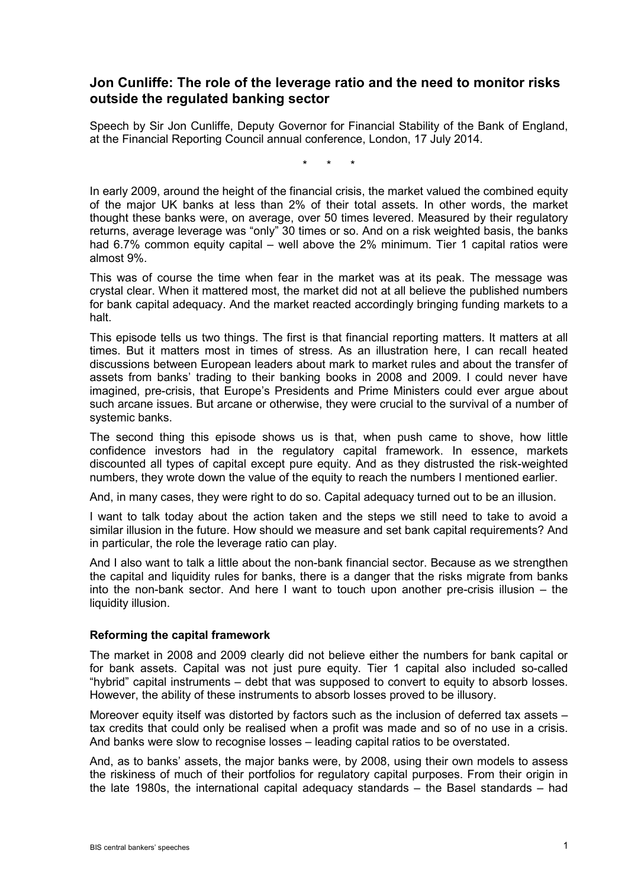# Jon Cunliffe: The role of the leverage ratio and the need to monitor risks outside the regulated banking sector

Speech by Sir Jon Cunliffe, Deputy Governor for Financial Stability of the Bank of England, at the Financial Reporting Council annual conference, London, 17 July 2014.

\*   \*   \*

In early 2009, around the height of the financial crisis, the market valued the combined equity of the major UK banks at less than 2% of their total assets. In other words, the market thought these banks were, on average, over 50 times levered. Measured by their regulatory returns, average leverage was "only" 30 times or so. And on a risk weighted basis, the banks had 6.7% common equity capital – well above the 2% minimum. Tier 1 capital ratios were almost 9%.

This was of course the time when fear in the market was at its peak. The message was crystal clear. When it mattered most, the market did not at all believe the published numbers for bank capital adequacy. And the market reacted accordingly bringing funding markets to a halt.

This episode tells us two things. The first is that financial reporting matters. It matters at all times. But it matters most in times of stress. As an illustration here, I can recall heated discussions between European leaders about mark to market rules and about the transfer of assets from banks' trading to their banking books in 2008 and 2009. I could never have imagined, pre-crisis, that Europe's Presidents and Prime Ministers could ever argue about such arcane issues. But arcane or otherwise, they were crucial to the survival of a number of systemic banks.

The second thing this episode shows us is that, when push came to shove, how little confidence investors had in the regulatory capital framework. In essence, markets discounted all types of capital except pure equity. And as they distrusted the risk-weighted numbers, they wrote down the value of the equity to reach the numbers I mentioned earlier.

And, in many cases, they were right to do so. Capital adequacy turned out to be an illusion.

I want to talk today about the action taken and the steps we still need to take to avoid a similar illusion in the future. How should we measure and set bank capital requirements? And in particular, the role the leverage ratio can play.

And I also want to talk a little about the non-bank financial sector. Because as we strengthen the capital and liquidity rules for banks, there is a danger that the risks migrate from banks into the non-bank sector. And here I want to touch upon another pre-crisis illusion – the liquidity illusion.

### Reforming the capital framework

The market in 2008 and 2009 clearly did not believe either the numbers for bank capital or for bank assets. Capital was not just pure equity. Tier 1 capital also included so-called "hybrid" capital instruments – debt that was supposed to convert to equity to absorb losses. However, the ability of these instruments to absorb losses proved to be illusory.

Moreover equity itself was distorted by factors such as the inclusion of deferred tax assets – tax credits that could only be realised when a profit was made and so of no use in a crisis. And banks were slow to recognise losses – leading capital ratios to be overstated.

And, as to banks' assets, the major banks were, by 2008, using their own models to assess the riskiness of much of their portfolios for regulatory capital purposes. From their origin in the late 1980s, the international capital adequacy standards – the Basel standards – had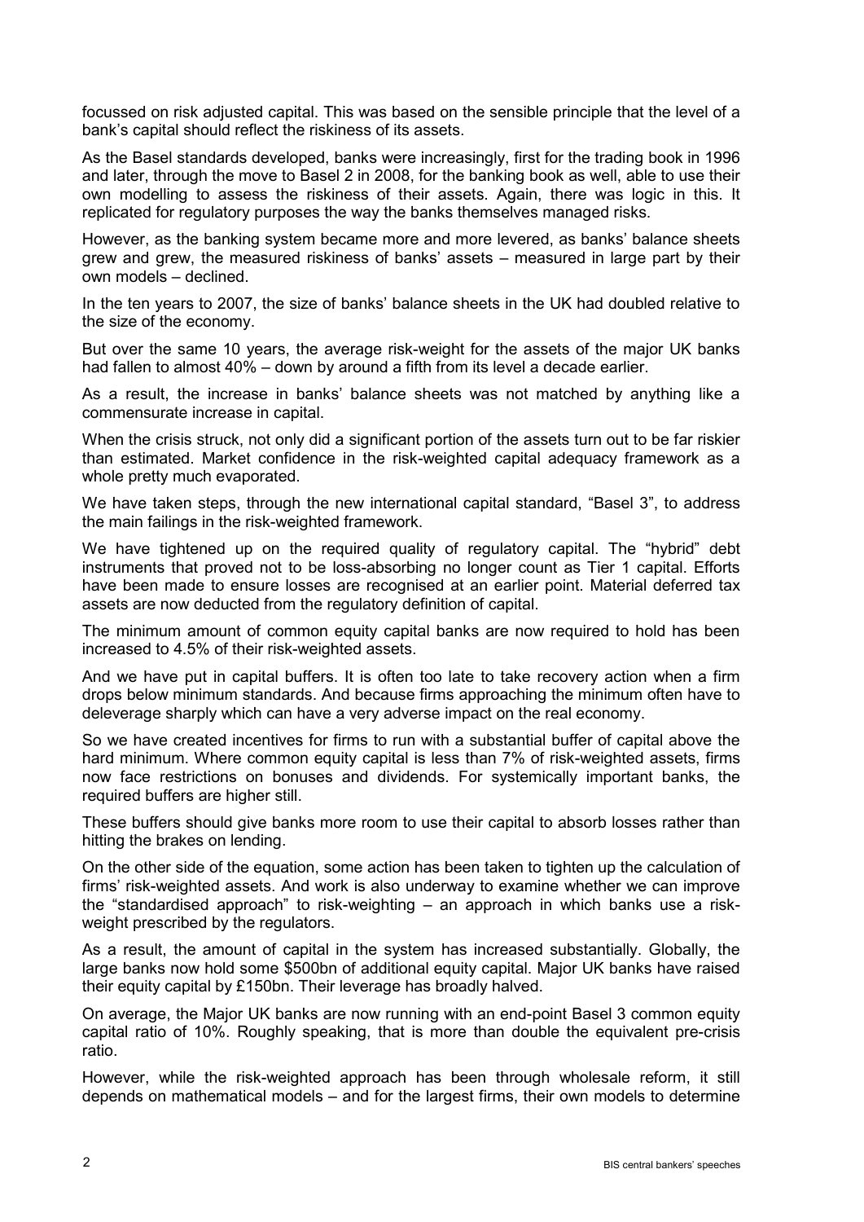focussed on risk adjusted capital. This was based on the sensible principle that the level of a bank's capital should reflect the riskiness of its assets.

As the Basel standards developed, banks were increasingly, first for the trading book in 1996 and later, through the move to Basel 2 in 2008, for the banking book as well, able to use their own modelling to assess the riskiness of their assets. Again, there was logic in this. It replicated for regulatory purposes the way the banks themselves managed risks.

However, as the banking system became more and more levered, as banks' balance sheets grew and grew, the measured riskiness of banks' assets – measured in large part by their own models – declined.

In the ten years to 2007, the size of banks' balance sheets in the UK had doubled relative to the size of the economy.

But over the same 10 years, the average risk-weight for the assets of the major UK banks had fallen to almost 40% – down by around a fifth from its level a decade earlier.

As a result, the increase in banks' balance sheets was not matched by anything like a commensurate increase in capital.

When the crisis struck, not only did a significant portion of the assets turn out to be far riskier than estimated. Market confidence in the risk-weighted capital adequacy framework as a whole pretty much evaporated.

We have taken steps, through the new international capital standard, "Basel 3", to address the main failings in the risk-weighted framework.

We have tightened up on the required quality of regulatory capital. The "hybrid" debt instruments that proved not to be loss-absorbing no longer count as Tier 1 capital. Efforts have been made to ensure losses are recognised at an earlier point. Material deferred tax assets are now deducted from the regulatory definition of capital.

The minimum amount of common equity capital banks are now required to hold has been increased to 4.5% of their risk-weighted assets.

And we have put in capital buffers. It is often too late to take recovery action when a firm drops below minimum standards. And because firms approaching the minimum often have to deleverage sharply which can have a very adverse impact on the real economy.

So we have created incentives for firms to run with a substantial buffer of capital above the hard minimum. Where common equity capital is less than 7% of risk-weighted assets, firms now face restrictions on bonuses and dividends. For systemically important banks, the required buffers are higher still.

These buffers should give banks more room to use their capital to absorb losses rather than hitting the brakes on lending.

On the other side of the equation, some action has been taken to tighten up the calculation of firms' risk-weighted assets. And work is also underway to examine whether we can improve the "standardised approach" to risk-weighting – an approach in which banks use a risk-weight prescribed by the regulators.

As a result, the amount of capital in the system has increased substantially. Globally, the large banks now hold some $500bn of additional equity capital. Major UK banks have raised their equity capital by £150bn. Their leverage has broadly halved.

On average, the Major UK banks are now running with an end-point Basel 3 common equity capital ratio of 10%. Roughly speaking, that is more than double the equivalent pre-crisis ratio.

However, while the risk-weighted approach has been through wholesale reform, it still depends on mathematical models – and for the largest firms, their own models to determine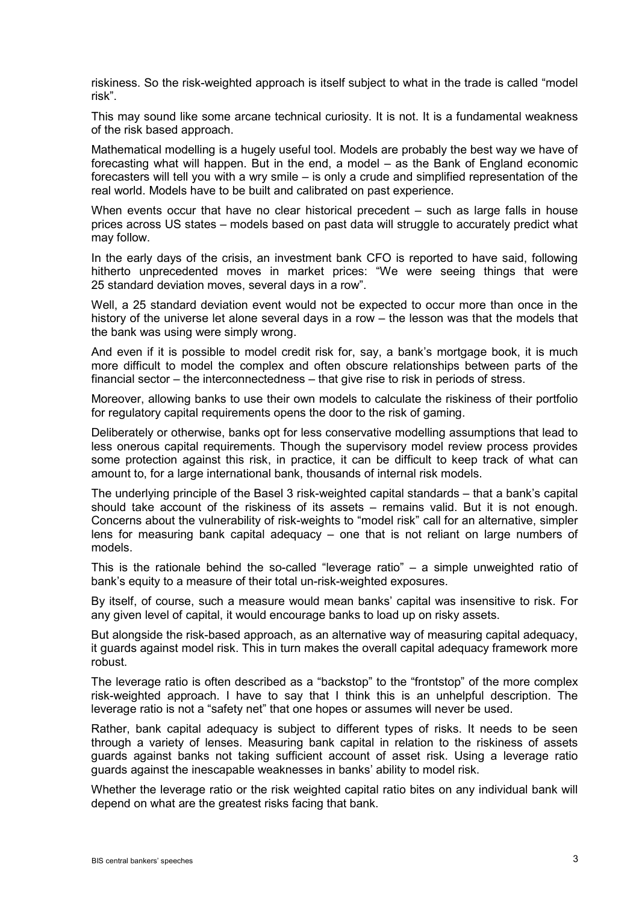riskiness. So the risk-weighted approach is itself subject to what in the trade is called "model risk".

This may sound like some arcane technical curiosity. It is not. It is a fundamental weakness of the risk based approach.

Mathematical modelling is a hugely useful tool. Models are probably the best way we have of forecasting what will happen. But in the end, a model – as the Bank of England economic forecasters will tell you with a wry smile – is only a crude and simplified representation of the real world. Models have to be built and calibrated on past experience.

When events occur that have no clear historical precedent – such as large falls in house prices across US states – models based on past data will struggle to accurately predict what may follow.

In the early days of the crisis, an investment bank CFO is reported to have said, following hitherto unprecedented moves in market prices: "We were seeing things that were 25 standard deviation moves, several days in a row".

Well, a 25 standard deviation event would not be expected to occur more than once in the history of the universe let alone several days in a row – the lesson was that the models that the bank was using were simply wrong.

And even if it is possible to model credit risk for, say, a bank's mortgage book, it is much more difficult to model the complex and often obscure relationships between parts of the financial sector – the interconnectedness – that give rise to risk in periods of stress.

Moreover, allowing banks to use their own models to calculate the riskiness of their portfolio for regulatory capital requirements opens the door to the risk of gaming.

Deliberately or otherwise, banks opt for less conservative modelling assumptions that lead to less onerous capital requirements. Though the supervisory model review process provides some protection against this risk, in practice, it can be difficult to keep track of what can amount to, for a large international bank, thousands of internal risk models.

The underlying principle of the Basel 3 risk-weighted capital standards – that a bank's capital should take account of the riskiness of its assets – remains valid. But it is not enough. Concerns about the vulnerability of risk-weights to "model risk" call for an alternative, simpler lens for measuring bank capital adequacy – one that is not reliant on large numbers of models.

This is the rationale behind the so-called "leverage ratio" – a simple unweighted ratio of bank's equity to a measure of their total un-risk-weighted exposures.

By itself, of course, such a measure would mean banks' capital was insensitive to risk. For any given level of capital, it would encourage banks to load up on risky assets.

But alongside the risk-based approach, as an alternative way of measuring capital adequacy, it guards against model risk. This in turn makes the overall capital adequacy framework more robust.

The leverage ratio is often described as a "backstop" to the "frontstop" of the more complex risk-weighted approach. I have to say that I think this is an unhelpful description. The leverage ratio is not a "safety net" that one hopes or assumes will never be used.

Rather, bank capital adequacy is subject to different types of risks. It needs to be seen through a variety of lenses. Measuring bank capital in relation to the riskiness of assets guards against banks not taking sufficient account of asset risk. Using a leverage ratio guards against the inescapable weaknesses in banks' ability to model risk.

Whether the leverage ratio or the risk weighted capital ratio bites on any individual bank will depend on what are the greatest risks facing that bank.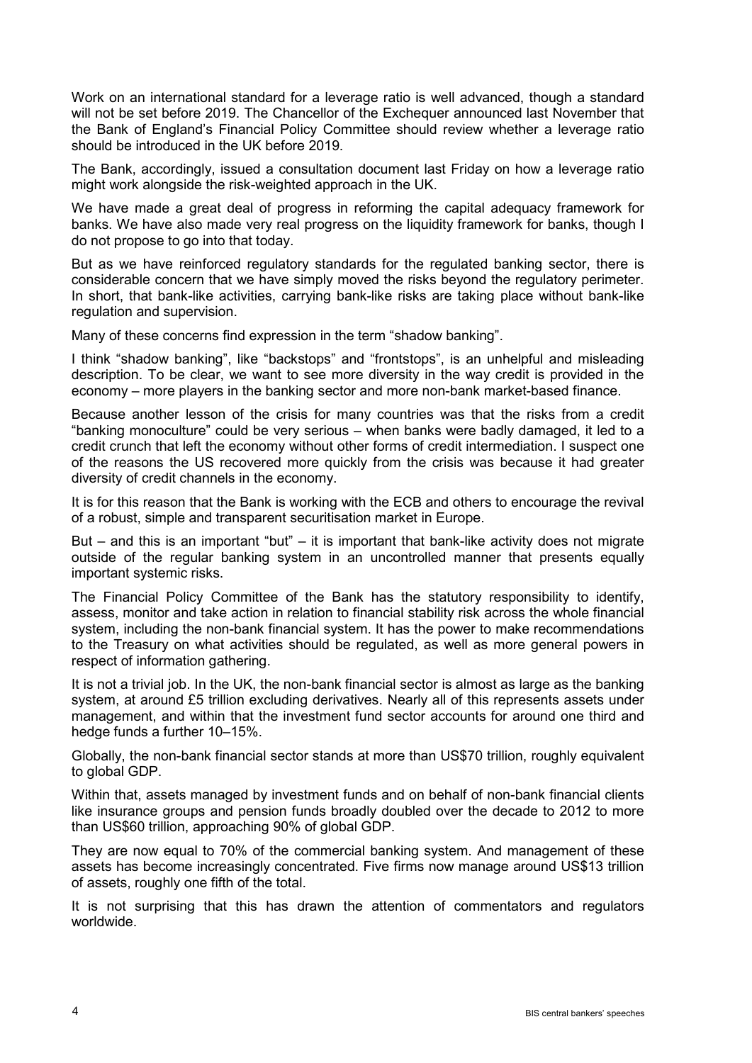Work on an international standard for a leverage ratio is well advanced, though a standard will not be set before 2019. The Chancellor of the Exchequer announced last November that the Bank of England's Financial Policy Committee should review whether a leverage ratio should be introduced in the UK before 2019.

The Bank, accordingly, issued a consultation document last Friday on how a leverage ratio might work alongside the risk-weighted approach in the UK.

We have made a great deal of progress in reforming the capital adequacy framework for banks. We have also made very real progress on the liquidity framework for banks, though I do not propose to go into that today.

But as we have reinforced regulatory standards for the regulated banking sector, there is considerable concern that we have simply moved the risks beyond the regulatory perimeter. In short, that bank-like activities, carrying bank-like risks are taking place without bank-like regulation and supervision.

Many of these concerns find expression in the term "shadow banking".

I think "shadow banking", like "backstops" and "frontstops", is an unhelpful and misleading description. To be clear, we want to see more diversity in the way credit is provided in the economy – more players in the banking sector and more non-bank market-based finance.

Because another lesson of the crisis for many countries was that the risks from a credit "banking monoculture" could be very serious – when banks were badly damaged, it led to a credit crunch that left the economy without other forms of credit intermediation. I suspect one of the reasons the US recovered more quickly from the crisis was because it had greater diversity of credit channels in the economy.

It is for this reason that the Bank is working with the ECB and others to encourage the revival of a robust, simple and transparent securitisation market in Europe.

But – and this is an important "but" – it is important that bank-like activity does not migrate outside of the regular banking system in an uncontrolled manner that presents equally important systemic risks.

The Financial Policy Committee of the Bank has the statutory responsibility to identify, assess, monitor and take action in relation to financial stability risk across the whole financial system, including the non-bank financial system. It has the power to make recommendations to the Treasury on what activities should be regulated, as well as more general powers in respect of information gathering.

It is not a trivial job. In the UK, the non-bank financial sector is almost as large as the banking system, at around £5 trillion excluding derivatives. Nearly all of this represents assets under management, and within that the investment fund sector accounts for around one third and hedge funds a further 10–15%.

Globally, the non-bank financial sector stands at more than US$70 trillion, roughly equivalent to global GDP.

Within that, assets managed by investment funds and on behalf of non-bank financial clients like insurance groups and pension funds broadly doubled over the decade to 2012 to more than US$60 trillion, approaching 90% of global GDP.

They are now equal to 70% of the commercial banking system. And management of these assets has become increasingly concentrated. Five firms now manage around US$13 trillion of assets, roughly one fifth of the total.

It is not surprising that this has drawn the attention of commentators and regulators worldwide.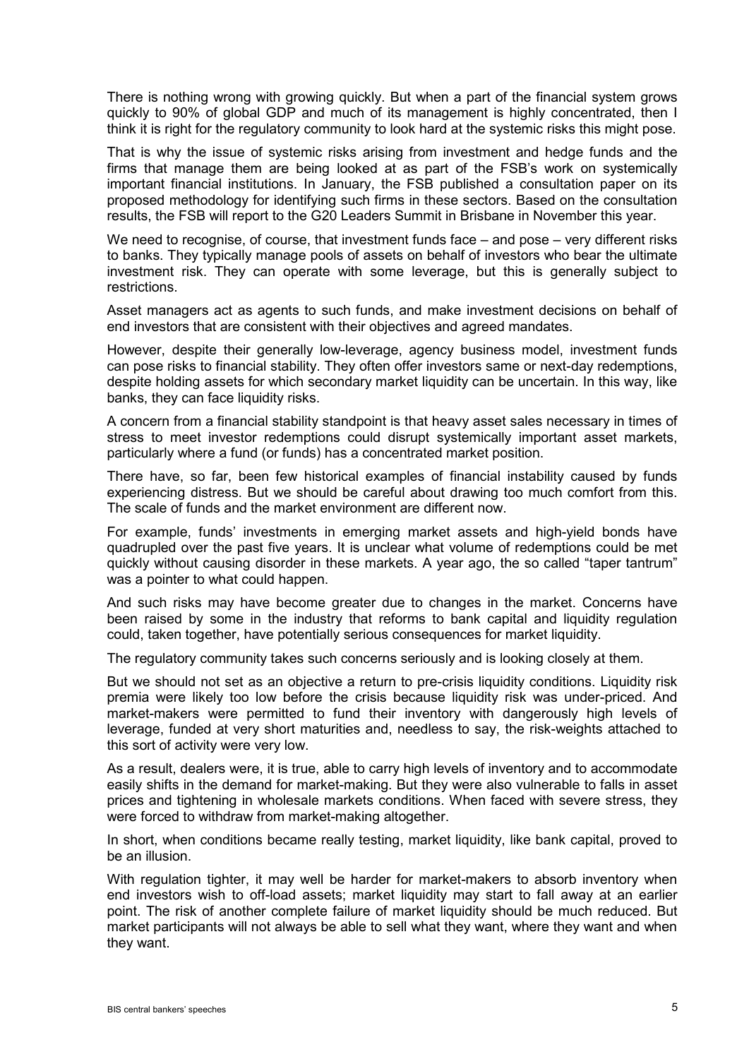There is nothing wrong with growing quickly. But when a part of the financial system grows quickly to 90% of global GDP and much of its management is highly concentrated, then I think it is right for the regulatory community to look hard at the systemic risks this might pose.

That is why the issue of systemic risks arising from investment and hedge funds and the firms that manage them are being looked at as part of the FSB's work on systemically important financial institutions. In January, the FSB published a consultation paper on its proposed methodology for identifying such firms in these sectors. Based on the consultation results, the FSB will report to the G20 Leaders Summit in Brisbane in November this year.

We need to recognise, of course, that investment funds face – and pose – very different risks to banks. They typically manage pools of assets on behalf of investors who bear the ultimate investment risk. They can operate with some leverage, but this is generally subject to restrictions.

Asset managers act as agents to such funds, and make investment decisions on behalf of end investors that are consistent with their objectives and agreed mandates.

However, despite their generally low-leverage, agency business model, investment funds can pose risks to financial stability. They often offer investors same or next-day redemptions, despite holding assets for which secondary market liquidity can be uncertain. In this way, like banks, they can face liquidity risks.

A concern from a financial stability standpoint is that heavy asset sales necessary in times of stress to meet investor redemptions could disrupt systemically important asset markets, particularly where a fund (or funds) has a concentrated market position.

There have, so far, been few historical examples of financial instability caused by funds experiencing distress. But we should be careful about drawing too much comfort from this. The scale of funds and the market environment are different now.

For example, funds' investments in emerging market assets and high-yield bonds have quadrupled over the past five years. It is unclear what volume of redemptions could be met quickly without causing disorder in these markets. A year ago, the so called "taper tantrum" was a pointer to what could happen.

And such risks may have become greater due to changes in the market. Concerns have been raised by some in the industry that reforms to bank capital and liquidity regulation could, taken together, have potentially serious consequences for market liquidity.

The regulatory community takes such concerns seriously and is looking closely at them.

But we should not set as an objective a return to pre-crisis liquidity conditions. Liquidity risk premia were likely too low before the crisis because liquidity risk was under-priced. And market-makers were permitted to fund their inventory with dangerously high levels of leverage, funded at very short maturities and, needless to say, the risk-weights attached to this sort of activity were very low.

As a result, dealers were, it is true, able to carry high levels of inventory and to accommodate easily shifts in the demand for market-making. But they were also vulnerable to falls in asset prices and tightening in wholesale markets conditions. When faced with severe stress, they were forced to withdraw from market-making altogether.

In short, when conditions became really testing, market liquidity, like bank capital, proved to be an illusion.

With regulation tighter, it may well be harder for market-makers to absorb inventory when end investors wish to off-load assets; market liquidity may start to fall away at an earlier point. The risk of another complete failure of market liquidity should be much reduced. But market participants will not always be able to sell what they want, where they want and when they want.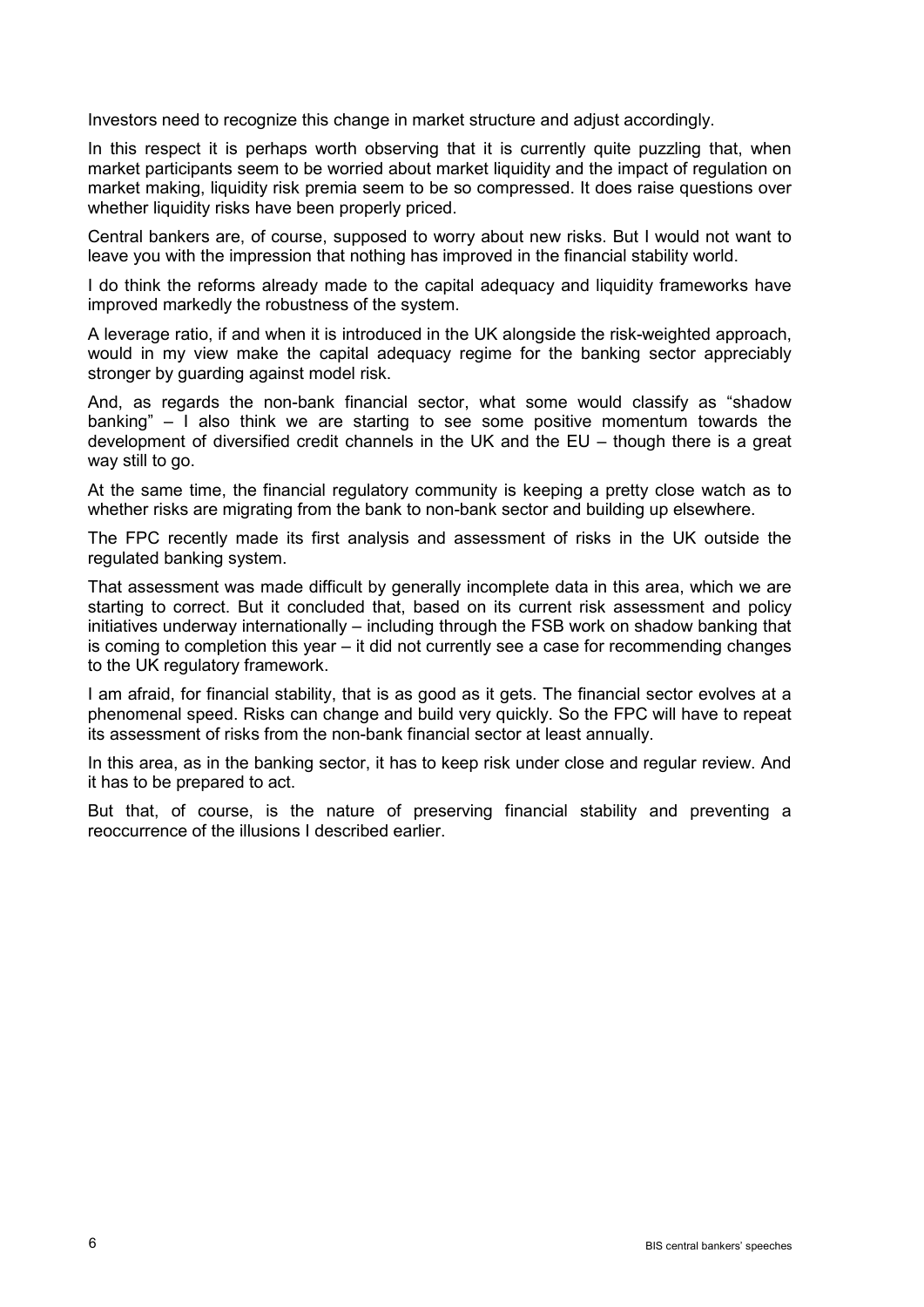Investors need to recognize this change in market structure and adjust accordingly.

In this respect it is perhaps worth observing that it is currently quite puzzling that, when market participants seem to be worried about market liquidity and the impact of regulation on market making, liquidity risk premia seem to be so compressed. It does raise questions over whether liquidity risks have been properly priced.

Central bankers are, of course, supposed to worry about new risks. But I would not want to leave you with the impression that nothing has improved in the financial stability world.

I do think the reforms already made to the capital adequacy and liquidity frameworks have improved markedly the robustness of the system.

A leverage ratio, if and when it is introduced in the UK alongside the risk-weighted approach, would in my view make the capital adequacy regime for the banking sector appreciably stronger by guarding against model risk.

And, as regards the non-bank financial sector, what some would classify as "shadow banking" – I also think we are starting to see some positive momentum towards the development of diversified credit channels in the UK and the EU – though there is a great way still to go.

At the same time, the financial regulatory community is keeping a pretty close watch as to whether risks are migrating from the bank to non-bank sector and building up elsewhere.

The FPC recently made its first analysis and assessment of risks in the UK outside the regulated banking system.

That assessment was made difficult by generally incomplete data in this area, which we are starting to correct. But it concluded that, based on its current risk assessment and policy initiatives underway internationally – including through the FSB work on shadow banking that is coming to completion this year – it did not currently see a case for recommending changes to the UK regulatory framework.

I am afraid, for financial stability, that is as good as it gets. The financial sector evolves at a phenomenal speed. Risks can change and build very quickly. So the FPC will have to repeat its assessment of risks from the non-bank financial sector at least annually.

In this area, as in the banking sector, it has to keep risk under close and regular review. And it has to be prepared to act.

But that, of course, is the nature of preserving financial stability and preventing a reoccurrence of the illusions I described earlier.